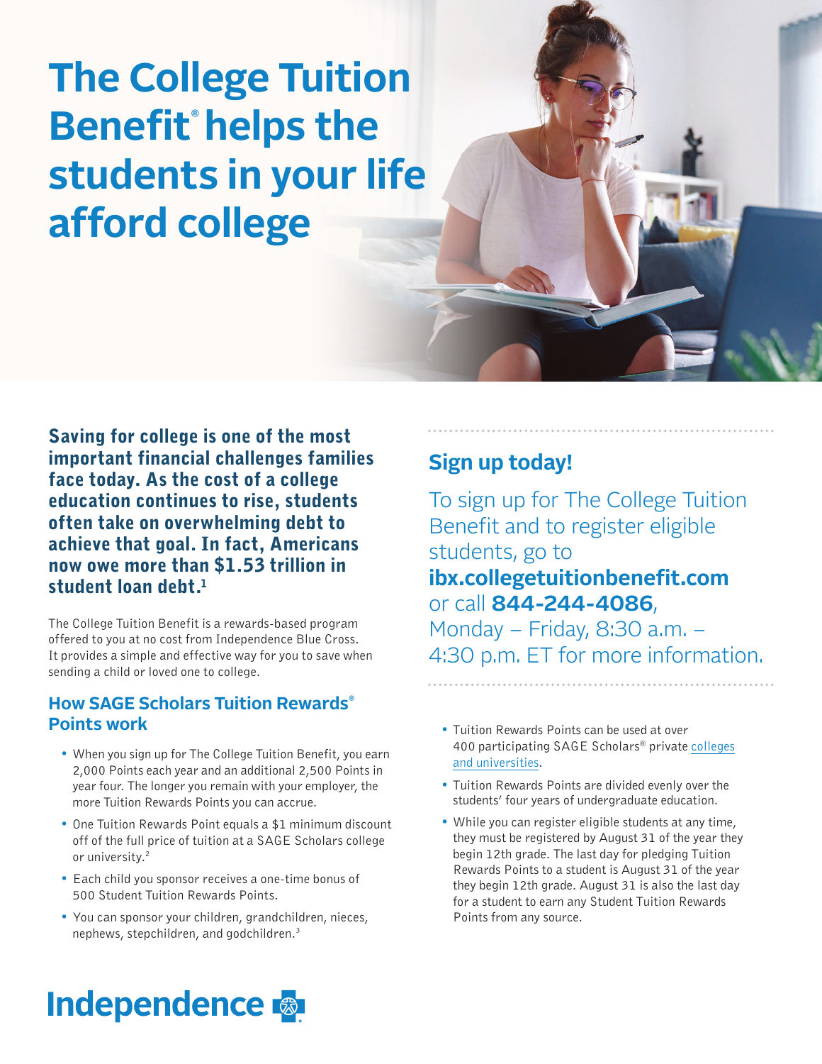# The College Tuition Benefit® helps the students in your life afford college

**Saving for college is one of the most important financial challenges families face today. As the cost of a college education continues to rise, students often take on overwhelming debt to achieve that goal. In fact, Americans now owe more than $1.53 trillion in student loan debt.[1]**

The College Tuition Benefit is a rewards-based program offered to you at no cost from Independence Blue Cross. It provides a simple and effective way for you to save when sending a child or loved one to college.

## How SAGE Scholars Tuition Rewards® Points work

- When you sign up for The College Tuition Benefit, you earn 2,000 Points each year and an additional 2,500 Points in year four. The longer you remain with your employer, the more Tuition Rewards Points you can accrue.
- One Tuition Rewards Point equals a $1 minimum discount off of the full price of tuition at a SAGE Scholars college or university.[2]
- Each child you sponsor receives a one-time bonus of 500 Student Tuition Rewards Points.
- You can sponsor your children, grandchildren, nieces, nephews, stepchildren, and godchildren.[3]
- Tuition Rewards Points can be used at over 400 participating SAGE Scholars® private colleges and universities.
- Tuition Rewards Points are divided evenly over the students' four years of undergraduate education.
- While you can register eligible students at any time, they must be registered by August 31 of the year they begin 12th grade. The last day for pledging Tuition Rewards Points to a student is August 31 of the year they begin 12th grade. August 31 is also the last day for a student to earn any Student Tuition Rewards Points from any source.

## Sign up today!

To sign up for The College Tuition Benefit and to register eligible students, go to **ibx.collegetuitionbenefit.com** or call **844-244-4086**, Monday – Friday, 8:30 a.m. – 4:30 p.m. ET for more information.

Independence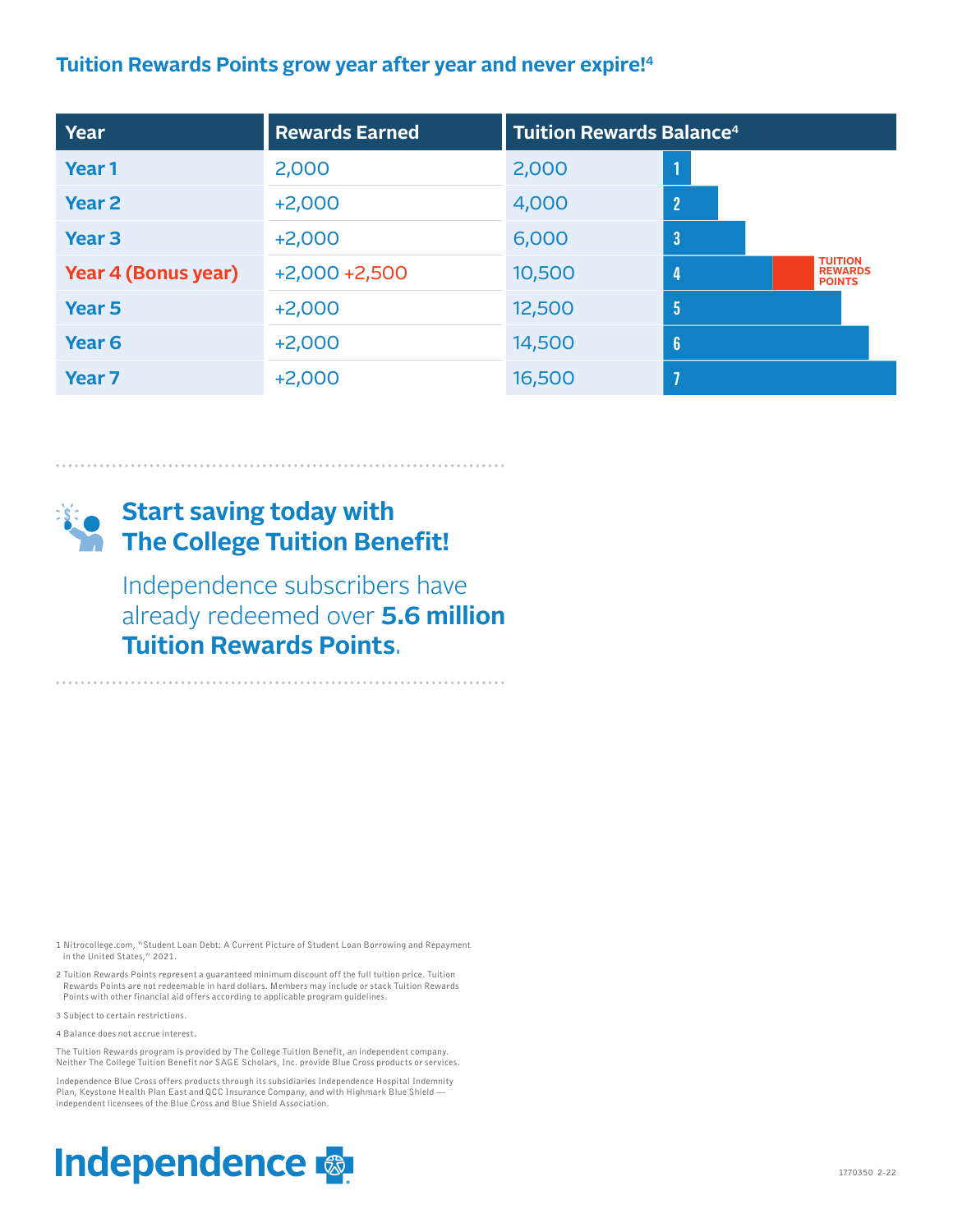## Tuition Rewards Points grow year after year and never expire![4]

| Year | Rewards Earned | Tuition Rewards Balance[4] |
|---|---|---|
| Year 1 | 2,000 | 2,000 |
| Year 2 | +2,000 | 4,000 |
| Year 3 | +2,000 | 6,000 |
| Year 4 (Bonus year) | +2,000 +2,500 | 10,500 |
| Year 5 | +2,000 | 12,500 |
| Year 6 | +2,000 | 14,500 |
| Year 7 | +2,000 | 16,500 |

1
2
3
4
TUITION REWARDS POINTS
5
6
7

## Start saving today with The College Tuition Benefit!

Independence subscribers have already redeemed over **5.6 million Tuition Rewards Points**.

1 Nitrocollege.com, "Student Loan Debt: A Current Picture of Student Loan Borrowing and Repayment in the United States," 2021.

2 Tuition Rewards Points represent a guaranteed minimum discount off the full tuition price. Tuition Rewards Points are not redeemable in hard dollars. Members may include or stack Tuition Rewards Points with other financial aid offers according to applicable program guidelines.

3 Subject to certain restrictions.

4 Balance does not accrue interest.

The Tuition Rewards program is provided by The College Tuition Benefit, an independent company. Neither The College Tuition Benefit nor SAGE Scholars, Inc. provide Blue Cross products or services.

Independence Blue Cross offers products through its subsidiaries Independence Hospital Indemnity Plan, Keystone Health Plan East and QCC Insurance Company, and with Highmark Blue Shield — independent licensees of the Blue Cross and Blue Shield Association.

**Independence**

1770350 2-22